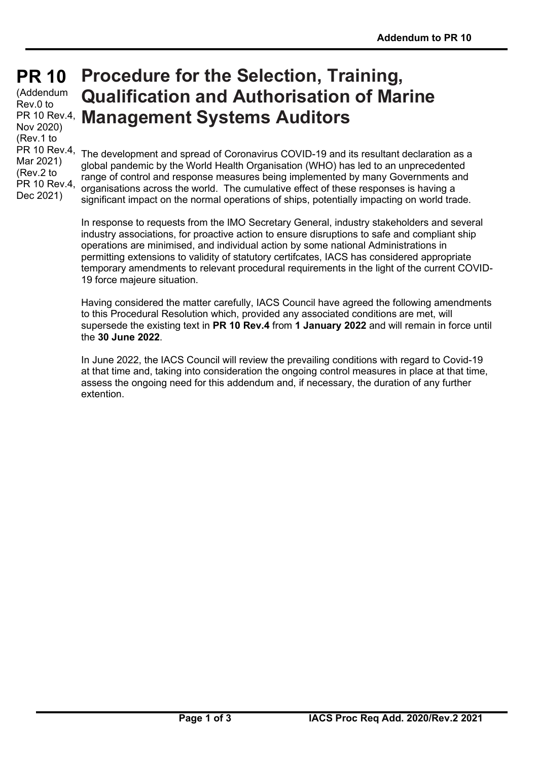# PR 10 Procedure for the Selection, Training, Qualification and Authorisation of Marine Management Systems Auditors

(Addendum Rev.0 to PR 10 Rev.4, Nov 2020)
(Rev.1 to PR 10 Rev.4, Mar 2021)
(Rev.2 to PR 10 Rev.4, Dec 2021)

The development and spread of Coronavirus COVID-19 and its resultant declaration as a global pandemic by the World Health Organisation (WHO) has led to an unprecedented range of control and response measures being implemented by many Governments and organisations across the world. The cumulative effect of these responses is having a significant impact on the normal operations of ships, potentially impacting on world trade.

In response to requests from the IMO Secretary General, industry stakeholders and several industry associations, for proactive action to ensure disruptions to safe and compliant ship operations are minimised, and individual action by some national Administrations in permitting extensions to validity of statutory certifcates, IACS has considered appropriate temporary amendments to relevant procedural requirements in the light of the current COVID-19 force majeure situation.

Having considered the matter carefully, IACS Council have agreed the following amendments to this Procedural Resolution which, provided any associated conditions are met, will supersede the existing text in **PR 10 Rev.4** from **1 January 2022** and will remain in force until the **30 June 2022**.

In June 2022, the IACS Council will review the prevailing conditions with regard to Covid-19 at that time and, taking into consideration the ongoing control measures in place at that time, assess the ongoing need for this addendum and, if necessary, the duration of any further extention.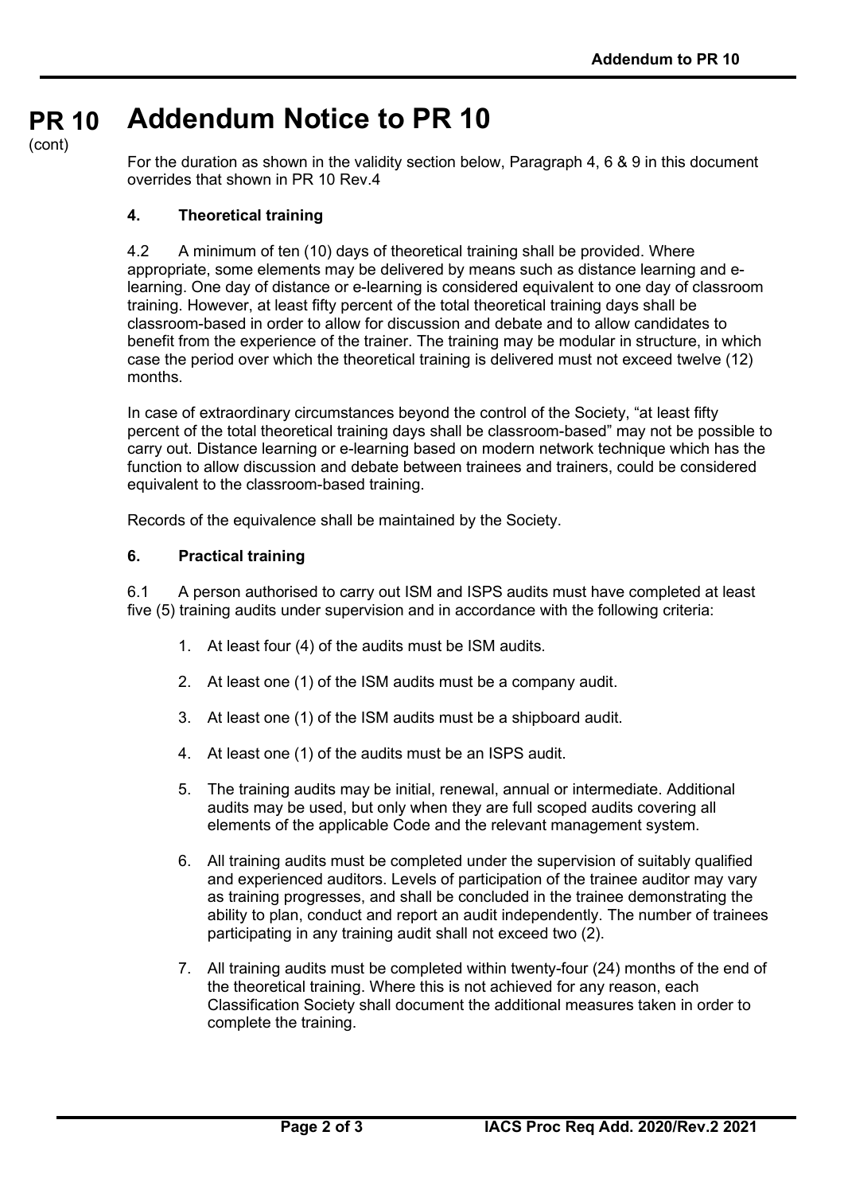# Addendum Notice to PR 10

For the duration as shown in the validity section below, Paragraph 4, 6 & 9 in this document overrides that shown in PR 10 Rev.4

### 4. Theoretical training

4.2 A minimum of ten (10) days of theoretical training shall be provided. Where appropriate, some elements may be delivered by means such as distance learning and e-learning. One day of distance or e-learning is considered equivalent to one day of classroom training. However, at least fifty percent of the total theoretical training days shall be classroom-based in order to allow for discussion and debate and to allow candidates to benefit from the experience of the trainer. The training may be modular in structure, in which case the period over which the theoretical training is delivered must not exceed twelve (12) months.

In case of extraordinary circumstances beyond the control of the Society, "at least fifty percent of the total theoretical training days shall be classroom-based" may not be possible to carry out. Distance learning or e-learning based on modern network technique which has the function to allow discussion and debate between trainees and trainers, could be considered equivalent to the classroom-based training.

Records of the equivalence shall be maintained by the Society.

### 6. Practical training

6.1 A person authorised to carry out ISM and ISPS audits must have completed at least five (5) training audits under supervision and in accordance with the following criteria:

1. At least four (4) of the audits must be ISM audits.
2. At least one (1) of the ISM audits must be a company audit.
3. At least one (1) of the ISM audits must be a shipboard audit.
4. At least one (1) of the audits must be an ISPS audit.
5. The training audits may be initial, renewal, annual or intermediate. Additional audits may be used, but only when they are full scoped audits covering all elements of the applicable Code and the relevant management system.
6. All training audits must be completed under the supervision of suitably qualified and experienced auditors. Levels of participation of the trainee auditor may vary as training progresses, and shall be concluded in the trainee demonstrating the ability to plan, conduct and report an audit independently. The number of trainees participating in any training audit shall not exceed two (2).
7. All training audits must be completed within twenty-four (24) months of the end of the theoretical training. Where this is not achieved for any reason, each Classification Society shall document the additional measures taken in order to complete the training.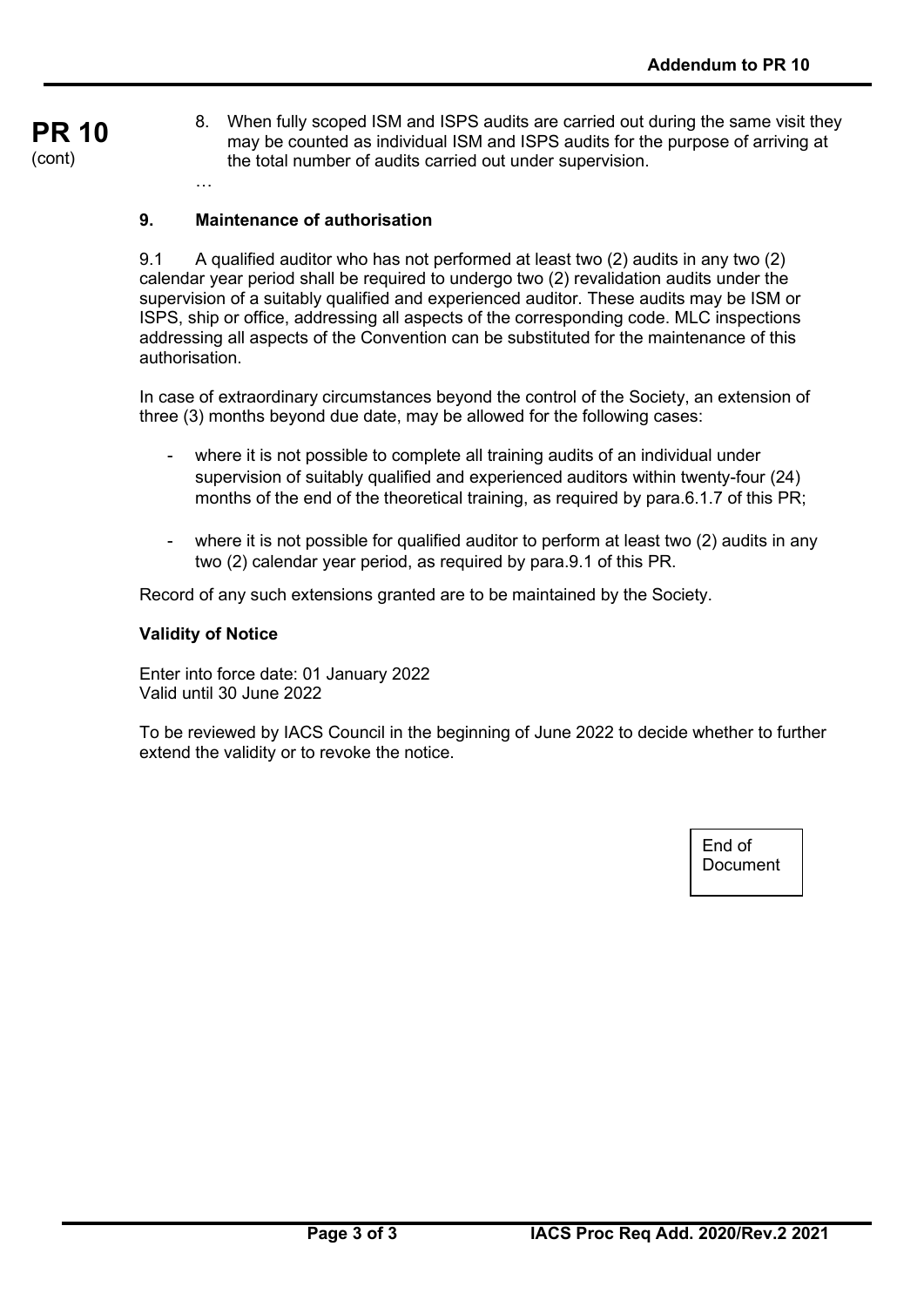8. When fully scoped ISM and ISPS audits are carried out during the same visit they may be counted as individual ISM and ISPS audits for the purpose of arriving at the total number of audits carried out under supervision.

…

**9. Maintenance of authorisation**

9.1 A qualified auditor who has not performed at least two (2) audits in any two (2) calendar year period shall be required to undergo two (2) revalidation audits under the supervision of a suitably qualified and experienced auditor. These audits may be ISM or ISPS, ship or office, addressing all aspects of the corresponding code. MLC inspections addressing all aspects of the Convention can be substituted for the maintenance of this authorisation.

In case of extraordinary circumstances beyond the control of the Society, an extension of three (3) months beyond due date, may be allowed for the following cases:

- where it is not possible to complete all training audits of an individual under supervision of suitably qualified and experienced auditors within twenty-four (24) months of the end of the theoretical training, as required by para.6.1.7 of this PR;
- where it is not possible for qualified auditor to perform at least two (2) audits in any two (2) calendar year period, as required by para.9.1 of this PR.

Record of any such extensions granted are to be maintained by the Society.

**Validity of Notice**

Enter into force date: 01 January 2022
Valid until 30 June 2022

To be reviewed by IACS Council in the beginning of June 2022 to decide whether to further extend the validity or to revoke the notice.

End of Document